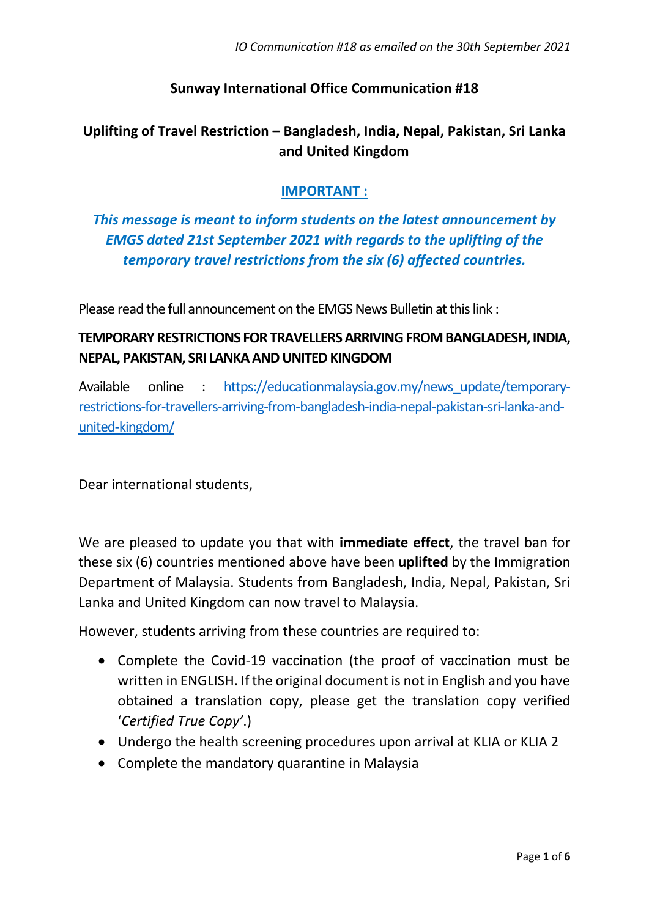*IO Communication #18 as emailed on the 30th September 2021*

**Sunway International Office Communication #18**

## Uplifting of Travel Restriction – Bangladesh, India, Nepal, Pakistan, Sri Lanka and United Kingdom

**IMPORTANT :**

***This message is meant to inform students on the latest announcement by EMGS dated 21st September 2021 with regards to the uplifting of the temporary travel restrictions from the six (6) affected countries.***

Please read the full announcement on the EMGS News Bulletin at this link :

**TEMPORARY RESTRICTIONS FOR TRAVELLERS ARRIVING FROM BANGLADESH, INDIA, NEPAL, PAKISTAN, SRI LANKA AND UNITED KINGDOM**

Available online : https://educationmalaysia.gov.my/news_update/temporary-restrictions-for-travellers-arriving-from-bangladesh-india-nepal-pakistan-sri-lanka-and-united-kingdom/

Dear international students,

We are pleased to update you that with **immediate effect**, the travel ban for these six (6) countries mentioned above have been **uplifted** by the Immigration Department of Malaysia. Students from Bangladesh, India, Nepal, Pakistan, Sri Lanka and United Kingdom can now travel to Malaysia.

However, students arriving from these countries are required to:

- Complete the Covid-19 vaccination (the proof of vaccination must be written in ENGLISH. If the original document is not in English and you have obtained a translation copy, please get the translation copy verified '*Certified True Copy*'.)
- Undergo the health screening procedures upon arrival at KLIA or KLIA 2
- Complete the mandatory quarantine in Malaysia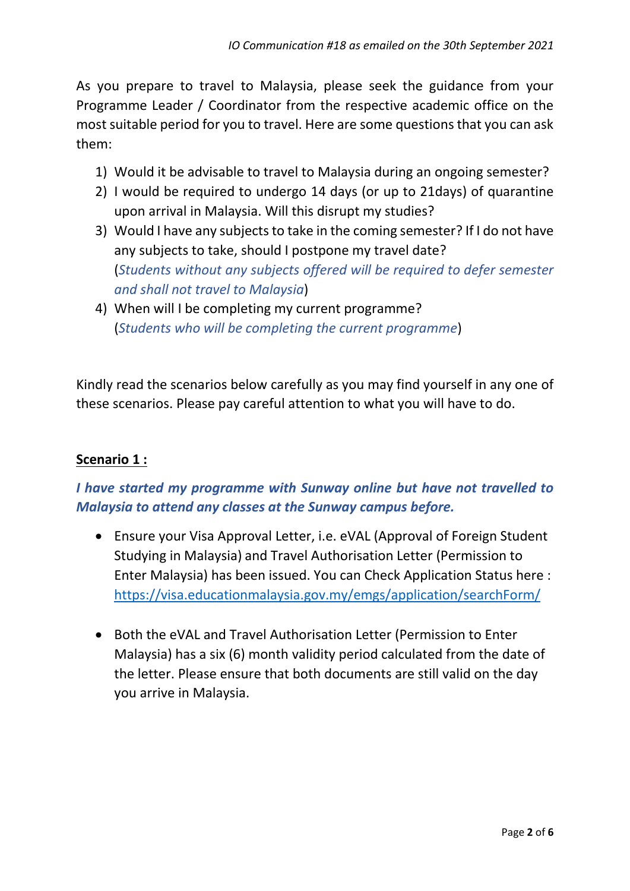*IO Communication #18 as emailed on the 30th September 2021*

As you prepare to travel to Malaysia, please seek the guidance from your Programme Leader / Coordinator from the respective academic office on the most suitable period for you to travel. Here are some questions that you can ask them:

1) Would it be advisable to travel to Malaysia during an ongoing semester?
2) I would be required to undergo 14 days (or up to 21days) of quarantine upon arrival in Malaysia. Will this disrupt my studies?
3) Would I have any subjects to take in the coming semester? If I do not have any subjects to take, should I postpone my travel date?
(*Students without any subjects offered will be required to defer semester and shall not travel to Malaysia*)
4) When will I be completing my current programme?
(*Students who will be completing the current programme*)

Kindly read the scenarios below carefully as you may find yourself in any one of these scenarios. Please pay careful attention to what you will have to do.

**Scenario 1 :**

***I have started my programme with Sunway online but have not travelled to Malaysia to attend any classes at the Sunway campus before.***

- Ensure your Visa Approval Letter, i.e. eVAL (Approval of Foreign Student Studying in Malaysia) and Travel Authorisation Letter (Permission to Enter Malaysia) has been issued. You can Check Application Status here : https://visa.educationmalaysia.gov.my/emgs/application/searchForm/

- Both the eVAL and Travel Authorisation Letter (Permission to Enter Malaysia) has a six (6) month validity period calculated from the date of the letter. Please ensure that both documents are still valid on the day you arrive in Malaysia.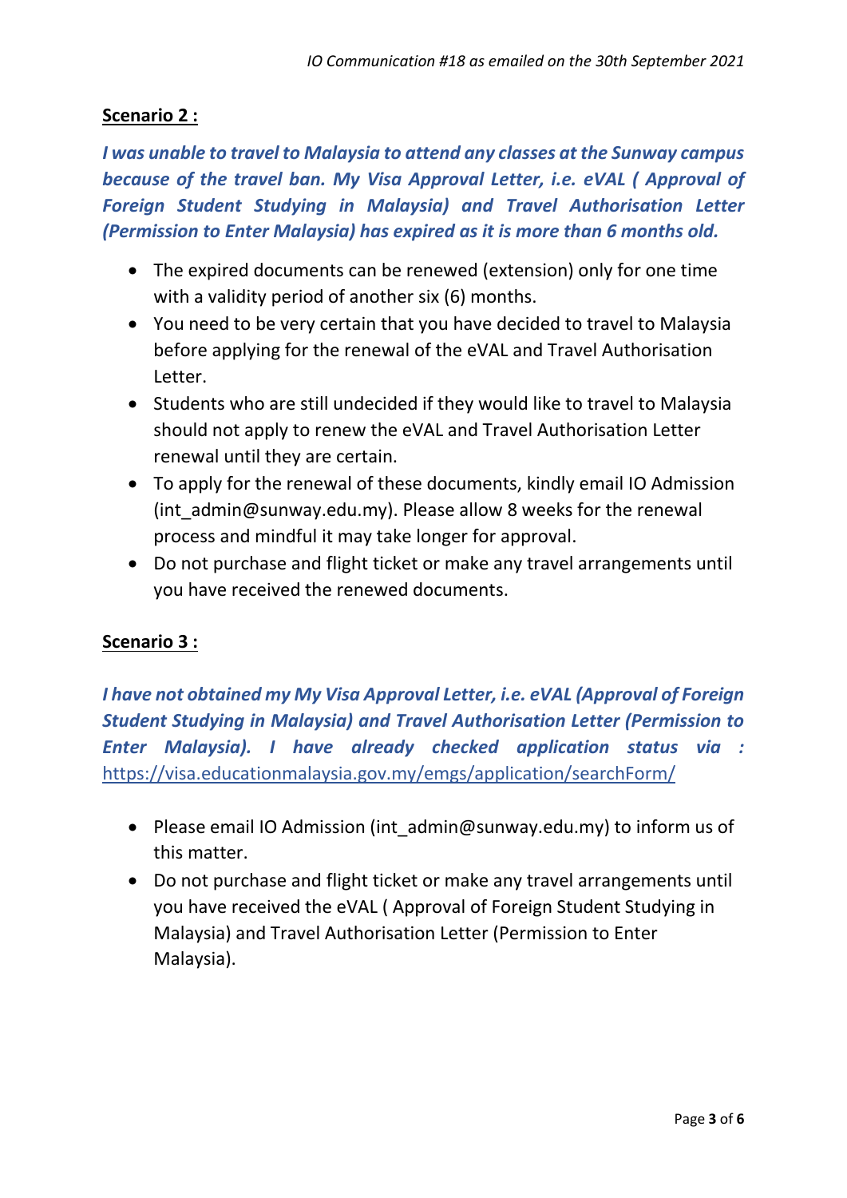**Scenario 2 :**

***I was unable to travel to Malaysia to attend any classes at the Sunway campus because of the travel ban. My Visa Approval Letter, i.e. eVAL ( Approval of Foreign Student Studying in Malaysia) and Travel Authorisation Letter (Permission to Enter Malaysia) has expired as it is more than 6 months old.***

- The expired documents can be renewed (extension) only for one time with a validity period of another six (6) months.
- You need to be very certain that you have decided to travel to Malaysia before applying for the renewal of the eVAL and Travel Authorisation Letter.
- Students who are still undecided if they would like to travel to Malaysia should not apply to renew the eVAL and Travel Authorisation Letter renewal until they are certain.
- To apply for the renewal of these documents, kindly email IO Admission (int_admin@sunway.edu.my). Please allow 8 weeks for the renewal process and mindful it may take longer for approval.
- Do not purchase and flight ticket or make any travel arrangements until you have received the renewed documents.

**Scenario 3 :**

***I have not obtained my My Visa Approval Letter, i.e. eVAL (Approval of Foreign Student Studying in Malaysia) and Travel Authorisation Letter (Permission to Enter Malaysia). I have already checked application status via :*** https://visa.educationmalaysia.gov.my/emgs/application/searchForm/

- Please email IO Admission (int_admin@sunway.edu.my) to inform us of this matter.
- Do not purchase and flight ticket or make any travel arrangements until you have received the eVAL ( Approval of Foreign Student Studying in Malaysia) and Travel Authorisation Letter (Permission to Enter Malaysia).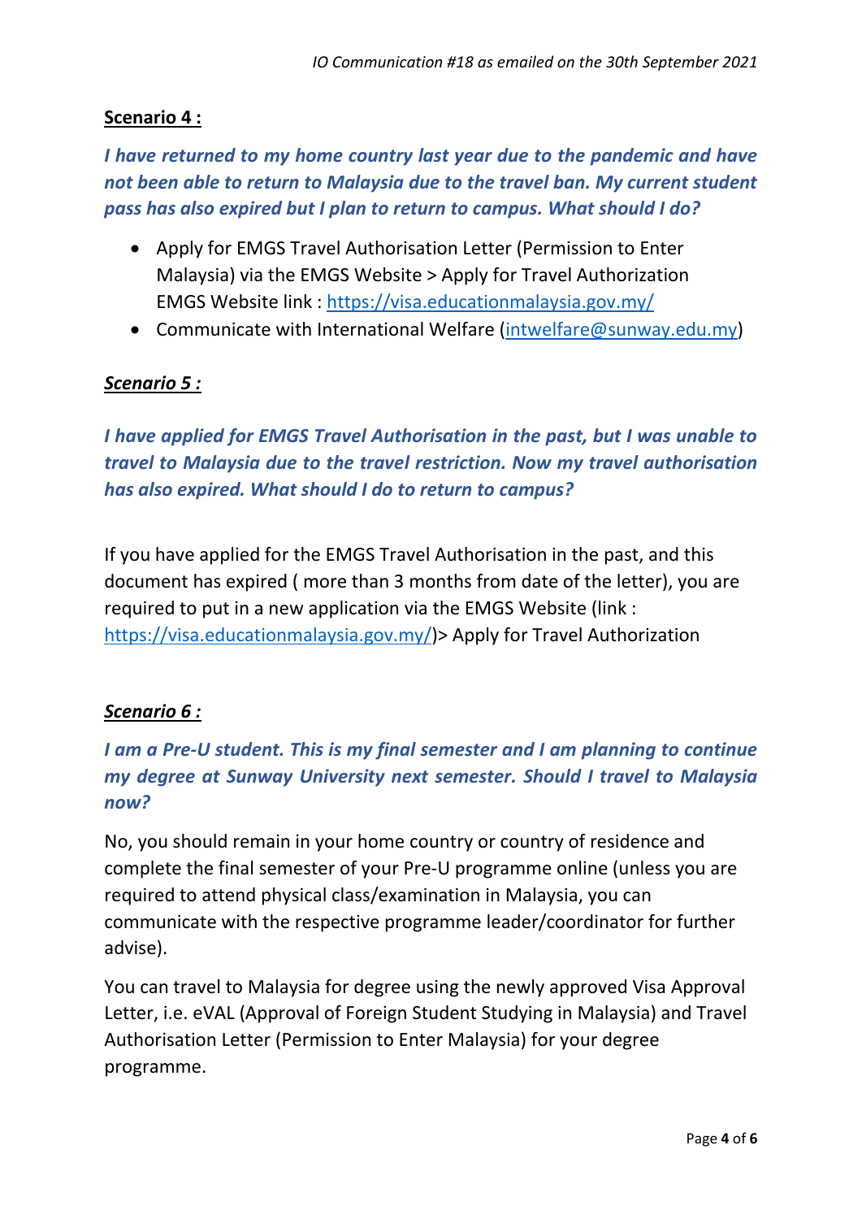**Scenario 4 :**

***I have returned to my home country last year due to the pandemic and have not been able to return to Malaysia due to the travel ban. My current student pass has also expired but I plan to return to campus. What should I do?***

- Apply for EMGS Travel Authorisation Letter (Permission to Enter Malaysia) via the EMGS Website > Apply for Travel Authorization EMGS Website link : https://visa.educationmalaysia.gov.my/
- Communicate with International Welfare (intwelfare@sunway.edu.my)

***Scenario 5 :***

***I have applied for EMGS Travel Authorisation in the past, but I was unable to travel to Malaysia due to the travel restriction. Now my travel authorisation has also expired. What should I do to return to campus?***

If you have applied for the EMGS Travel Authorisation in the past, and this document has expired ( more than 3 months from date of the letter), you are required to put in a new application via the EMGS Website (link : https://visa.educationmalaysia.gov.my/)> Apply for Travel Authorization

***Scenario 6 :***

***I am a Pre-U student. This is my final semester and I am planning to continue my degree at Sunway University next semester. Should I travel to Malaysia now?***

No, you should remain in your home country or country of residence and complete the final semester of your Pre-U programme online (unless you are required to attend physical class/examination in Malaysia, you can communicate with the respective programme leader/coordinator for further advise).

You can travel to Malaysia for degree using the newly approved Visa Approval Letter, i.e. eVAL (Approval of Foreign Student Studying in Malaysia) and Travel Authorisation Letter (Permission to Enter Malaysia) for your degree programme.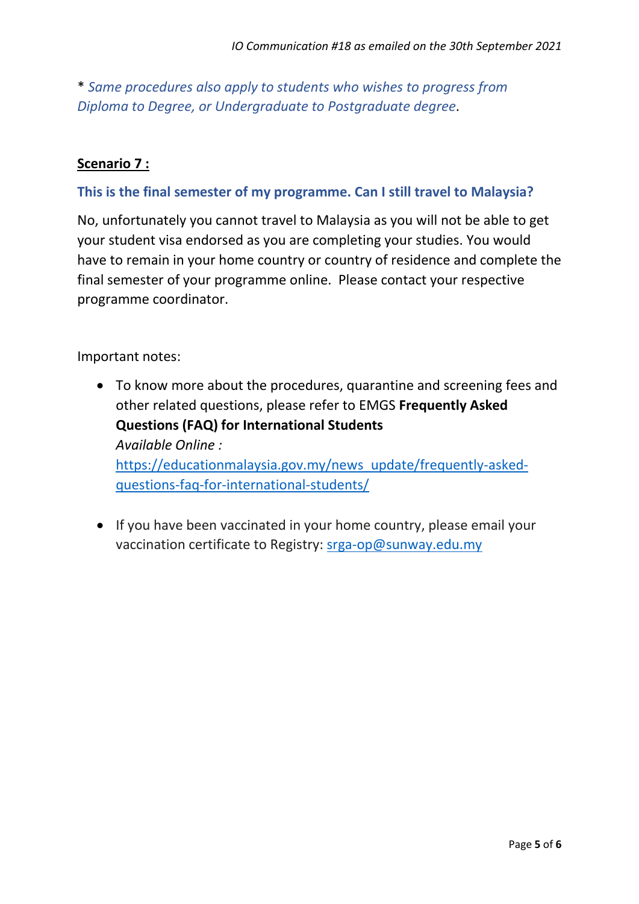\* *Same procedures also apply to students who wishes to progress from Diploma to Degree, or Undergraduate to Postgraduate degree*.

**Scenario 7 :**

**This is the final semester of my programme. Can I still travel to Malaysia?**

No, unfortunately you cannot travel to Malaysia as you will not be able to get your student visa endorsed as you are completing your studies. You would have to remain in your home country or country of residence and complete the final semester of your programme online. Please contact your respective programme coordinator.

Important notes:

- To know more about the procedures, quarantine and screening fees and other related questions, please refer to EMGS **Frequently Asked Questions (FAQ) for International Students**
  *Available Online :*
  [https://educationmalaysia.gov.my/news_update/frequently-asked-questions-faq-for-international-students/](https://educationmalaysia.gov.my/news_update/frequently-asked-questions-faq-for-international-students/)

- If you have been vaccinated in your home country, please email your vaccination certificate to Registry: [srga-op@sunway.edu.my](mailto:srga-op@sunway.edu.my)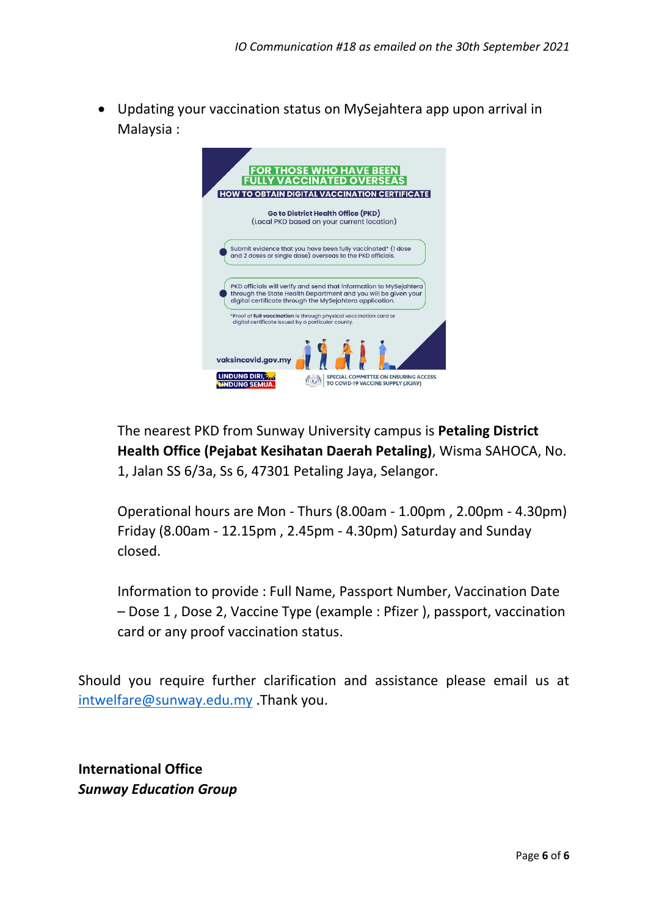- Updating your vaccination status on MySejahtera app upon arrival in Malaysia :

FOR THOSE WHO HAVE BEEN FULLY VACCINATED OVERSEAS

HOW TO OBTAIN DIGITAL VACCINATION CERTIFICATE

Go to District Health Office (PKD)
(Local PKD based on your current location)

Submit evidence that you have been fully vaccinated* (1 dose and 2 doses or single dose) overseas to the PKD officials.

PKD officials will verify and send that information to MySejahtera through the State Health Department and you will be given your digital certificate through the MySejahtera application.

*Proof of **full vaccination** is through physical vaccination card or digital certificate issued by a particular county.

vaksincovid.gov.my

LINDUNG DIRI, LINDUNG SEMUA.

SPECIAL COMMITTEE ON ENSURING ACCESS TO COVID-19 VACCINE SUPPLY (JKJAV)

The nearest PKD from Sunway University campus is **Petaling District Health Office (Pejabat Kesihatan Daerah Petaling)**, Wisma SAHOCA, No. 1, Jalan SS 6/3a, Ss 6, 47301 Petaling Jaya, Selangor.

Operational hours are Mon - Thurs (8.00am - 1.00pm , 2.00pm - 4.30pm) Friday (8.00am - 12.15pm , 2.45pm - 4.30pm) Saturday and Sunday closed.

Information to provide : Full Name, Passport Number, Vaccination Date – Dose 1 , Dose 2, Vaccine Type (example : Pfizer ), passport, vaccination card or any proof vaccination status.

Should you require further clarification and assistance please email us at intwelfare@sunway.edu.my .Thank you.

**International Office**
***Sunway Education Group***